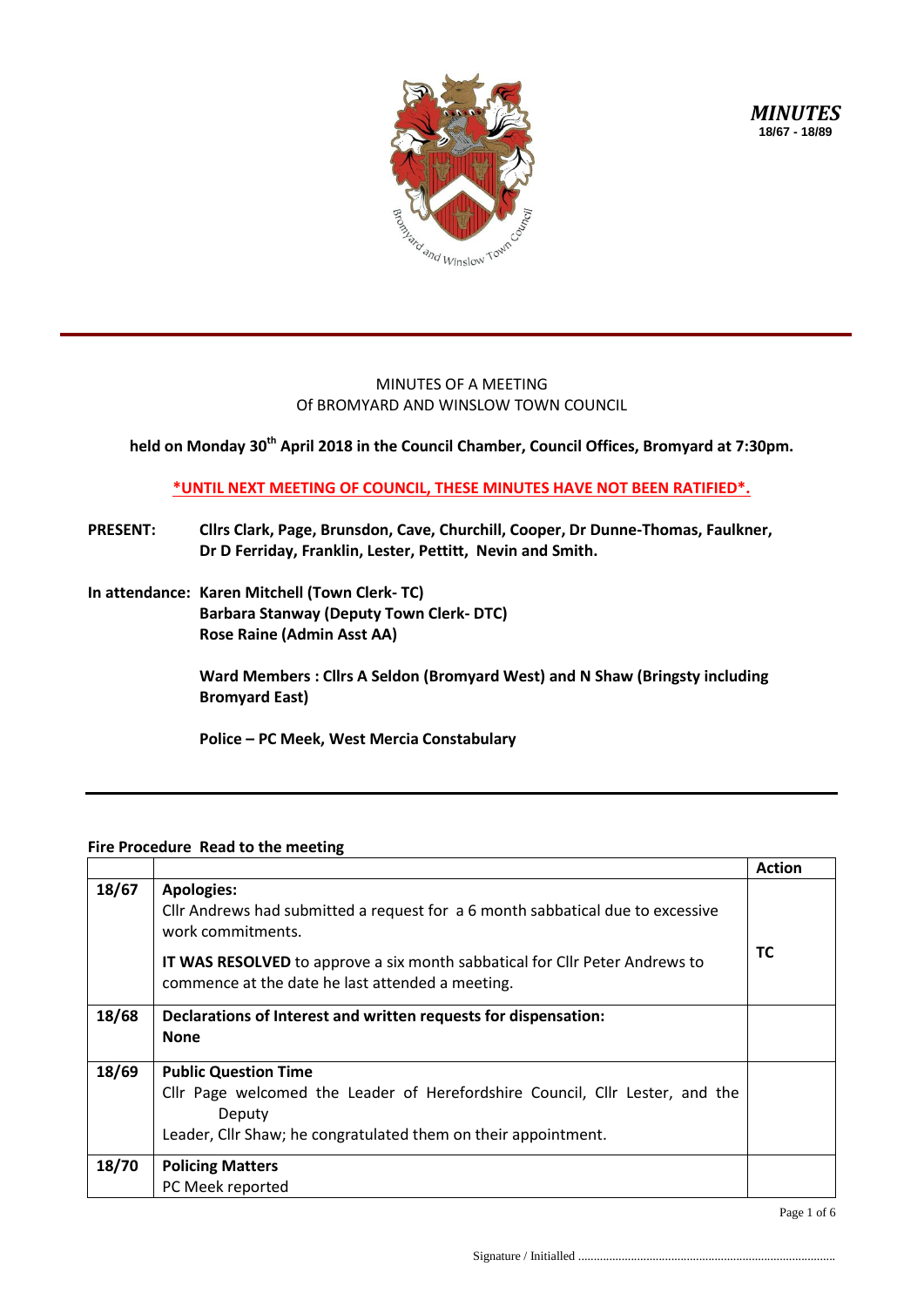*MINUTES*
**18/67 - 18/89**

MINUTES OF A MEETING
Of BROMYARD AND WINSLOW TOWN COUNCIL

**held on Monday 30th April 2018 in the Council Chamber, Council Offices, Bromyard at 7:30pm.**

**\*UNTIL NEXT MEETING OF COUNCIL, THESE MINUTES HAVE NOT BEEN RATIFIED\*.**

**PRESENT:** **Cllrs Clark, Page, Brunsdon, Cave, Churchill, Cooper, Dr Dunne-Thomas, Faulkner, Dr D Ferriday, Franklin, Lester, Pettitt, Nevin and Smith.**

**In attendance:** **Karen Mitchell (Town Clerk- TC)**
**Barbara Stanway (Deputy Town Clerk- DTC)**
**Rose Raine (Admin Asst AA)**

**Ward Members : Cllrs A Seldon (Bromyard West) and N Shaw (Bringsty including Bromyard East)**

**Police – PC Meek, West Mercia Constabulary**

**Fire Procedure Read to the meeting**

| | | Action |
|---|---|---|
| 18/67 | **Apologies:**<br>Cllr Andrews had submitted a request for a 6 month sabbatical due to excessive work commitments.<br>**IT WAS RESOLVED** to approve a six month sabbatical for Cllr Peter Andrews to commence at the date he last attended a meeting. | **TC** |
| 18/68 | **Declarations of Interest and written requests for dispensation:**<br>**None** | |
| 18/69 | **Public Question Time**<br>Cllr Page welcomed the Leader of Herefordshire Council, Cllr Lester, and the Deputy Leader, Cllr Shaw; he congratulated them on their appointment. | |
| 18/70 | **Policing Matters**<br>PC Meek reported | |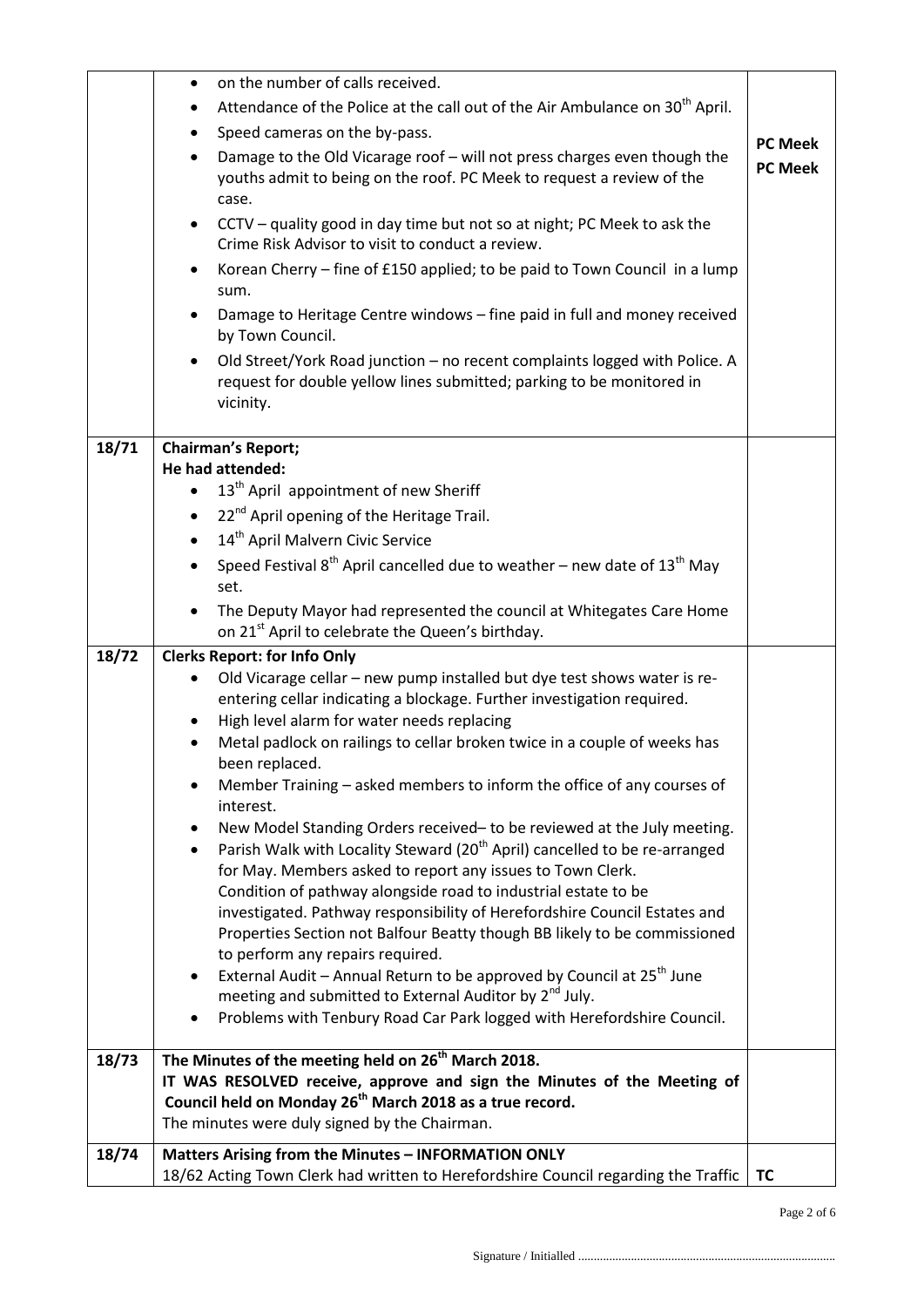| | | |
|---|---|---|
| | • on the number of calls received.<br>• Attendance of the Police at the call out of the Air Ambulance on 30th April.<br>• Speed cameras on the by-pass.<br>• Damage to the Old Vicarage roof – will not press charges even though the youths admit to being on the roof. PC Meek to request a review of the case.<br>• CCTV – quality good in day time but not so at night; PC Meek to ask the Crime Risk Advisor to visit to conduct a review.<br>• Korean Cherry – fine of £150 applied; to be paid to Town Council in a lump sum.<br>• Damage to Heritage Centre windows – fine paid in full and money received by Town Council.<br>• Old Street/York Road junction – no recent complaints logged with Police. A request for double yellow lines submitted; parking to be monitored in vicinity. | **PC Meek**<br>**PC Meek** |
| **18/71** | **Chairman's Report;**<br>**He had attended:**<br>• 13th April appointment of new Sheriff<br>• 22nd April opening of the Heritage Trail.<br>• 14th April Malvern Civic Service<br>• Speed Festival 8th April cancelled due to weather – new date of 13th May set.<br>• The Deputy Mayor had represented the council at Whitegates Care Home on 21st April to celebrate the Queen's birthday. | |
| **18/72** | **Clerks Report: for Info Only**<br>• Old Vicarage cellar – new pump installed but dye test shows water is re-entering cellar indicating a blockage. Further investigation required.<br>• High level alarm for water needs replacing<br>• Metal padlock on railings to cellar broken twice in a couple of weeks has been replaced.<br>• Member Training – asked members to inform the office of any courses of interest.<br>• New Model Standing Orders received– to be reviewed at the July meeting.<br>• Parish Walk with Locality Steward (20th April) cancelled to be re-arranged for May. Members asked to report any issues to Town Clerk. Condition of pathway alongside road to industrial estate to be investigated. Pathway responsibility of Herefordshire Council Estates and Properties Section not Balfour Beatty though BB likely to be commissioned to perform any repairs required.<br>• External Audit – Annual Return to be approved by Council at 25th June meeting and submitted to External Auditor by 2nd July.<br>• Problems with Tenbury Road Car Park logged with Herefordshire Council. | |
| **18/73** | **The Minutes of the meeting held on 26th March 2018.**<br>**IT WAS RESOLVED receive, approve and sign the Minutes of the Meeting of Council held on Monday 26th March 2018 as a true record.**<br>The minutes were duly signed by the Chairman. | |
| **18/74** | **Matters Arising from the Minutes – INFORMATION ONLY**<br>18/62 Acting Town Clerk had written to Herefordshire Council regarding the Traffic | **TC** |

Signature / Initialled ...................................................................................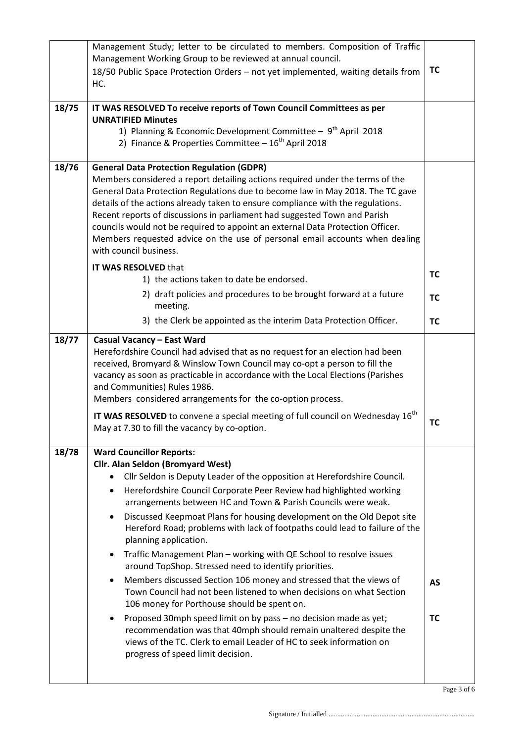| | | |
|---|---|---|
| | Management Study; letter to be circulated to members. Composition of Traffic Management Working Group to be reviewed at annual council.<br>18/50 Public Space Protection Orders – not yet implemented, waiting details from HC. | **TC** |
| **18/75** | **IT WAS RESOLVED To receive reports of Town Council Committees as per UNRATIFIED Minutes**<br>1) Planning & Economic Development Committee – 9th April 2018<br>2) Finance & Properties Committee – 16th April 2018 | |
| **18/76** | **General Data Protection Regulation (GDPR)**<br>Members considered a report detailing actions required under the terms of the General Data Protection Regulations due to become law in May 2018. The TC gave details of the actions already taken to ensure compliance with the regulations. Recent reports of discussions in parliament had suggested Town and Parish councils would not be required to appoint an external Data Protection Officer. Members requested advice on the use of personal email accounts when dealing with council business.<br>**IT WAS RESOLVED** that<br>1) the actions taken to date be endorsed.<br>2) draft policies and procedures to be brought forward at a future meeting.<br>3) the Clerk be appointed as the interim Data Protection Officer. | **TC**<br>**TC**<br>**TC** |
| **18/77** | **Casual Vacancy – East Ward**<br>Herefordshire Council had advised that as no request for an election had been received, Bromyard & Winslow Town Council may co-opt a person to fill the vacancy as soon as practicable in accordance with the Local Elections (Parishes and Communities) Rules 1986.<br>Members considered arrangements for the co-option process.<br>**IT WAS RESOLVED** to convene a special meeting of full council on Wednesday 16th May at 7.30 to fill the vacancy by co-option. | **TC** |
| **18/78** | **Ward Councillor Reports:**<br>**Cllr. Alan Seldon (Bromyard West)**<br>• Cllr Seldon is Deputy Leader of the opposition at Herefordshire Council.<br>• Herefordshire Council Corporate Peer Review had highlighted working arrangements between HC and Town & Parish Councils were weak.<br>• Discussed Keepmoat Plans for housing development on the Old Depot site Hereford Road; problems with lack of footpaths could lead to failure of the planning application.<br>• Traffic Management Plan – working with QE School to resolve issues around TopShop. Stressed need to identify priorities.<br>• Members discussed Section 106 money and stressed that the views of Town Council had not been listened to when decisions on what Section 106 money for Porthouse should be spent on.<br>• Proposed 30mph speed limit on by pass – no decision made as yet; recommendation was that 40mph should remain unaltered despite the views of the TC. Clerk to email Leader of HC to seek information on progress of speed limit decision. | **AS**<br>**TC** |

Signature / Initialled ..................................................................................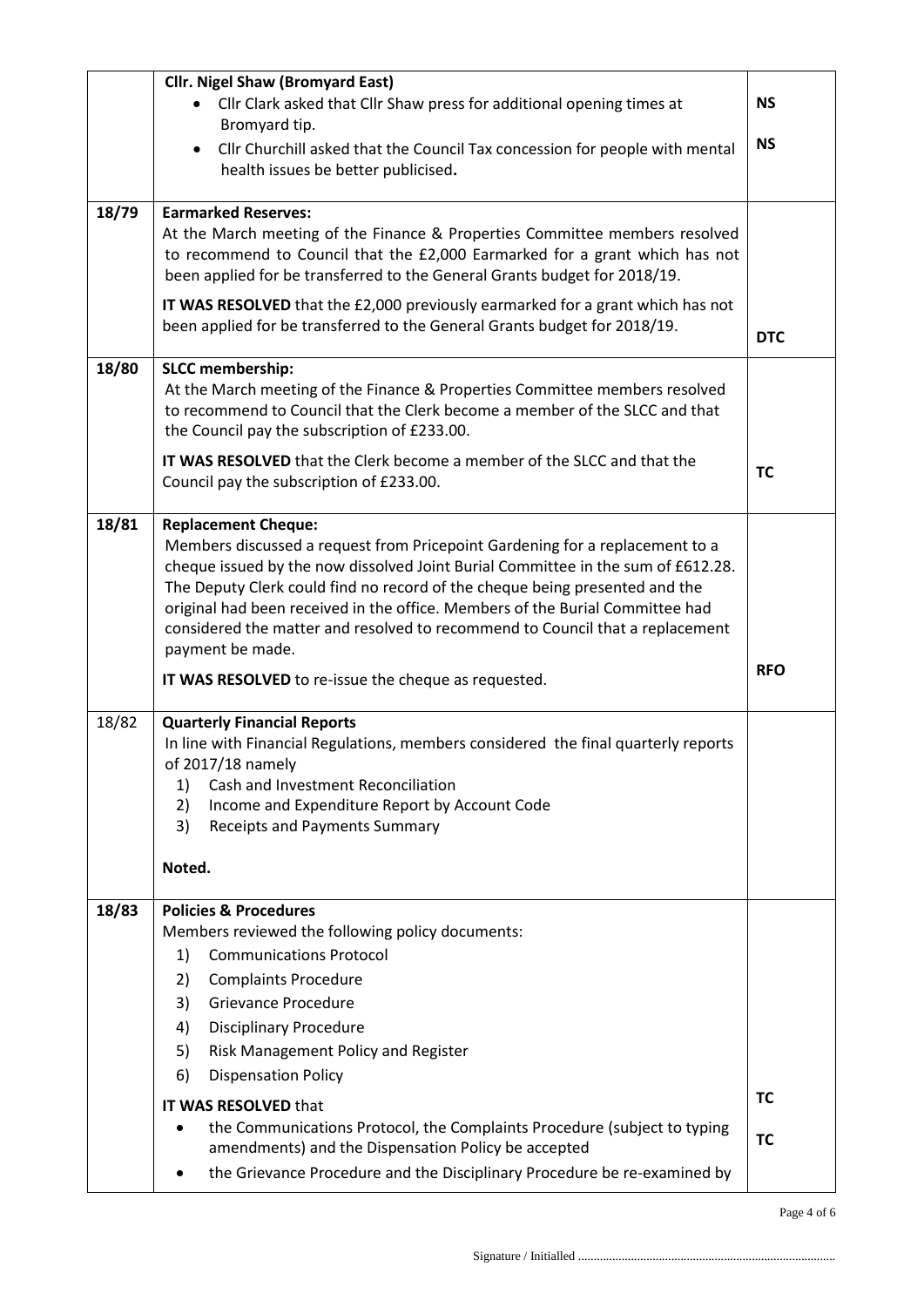| | | |
|---|---|---|
| | **Cllr. Nigel Shaw (Bromyard East)**<br>• Cllr Clark asked that Cllr Shaw press for additional opening times at Bromyard tip.<br>• Cllr Churchill asked that the Council Tax concession for people with mental health issues be better publicised. | **NS**<br>**NS** |
| **18/79** | **Earmarked Reserves:**<br>At the March meeting of the Finance & Properties Committee members resolved to recommend to Council that the £2,000 Earmarked for a grant which has not been applied for be transferred to the General Grants budget for 2018/19.<br>**IT WAS RESOLVED** that the £2,000 previously earmarked for a grant which has not been applied for be transferred to the General Grants budget for 2018/19. | **DTC** |
| **18/80** | **SLCC membership:**<br>At the March meeting of the Finance & Properties Committee members resolved to recommend to Council that the Clerk become a member of the SLCC and that the Council pay the subscription of £233.00.<br>**IT WAS RESOLVED** that the Clerk become a member of the SLCC and that the Council pay the subscription of £233.00. | **TC** |
| **18/81** | **Replacement Cheque:**<br>Members discussed a request from Pricepoint Gardening for a replacement to a cheque issued by the now dissolved Joint Burial Committee in the sum of £612.28. The Deputy Clerk could find no record of the cheque being presented and the original had been received in the office. Members of the Burial Committee had considered the matter and resolved to recommend to Council that a replacement payment be made.<br>**IT WAS RESOLVED** to re-issue the cheque as requested. | **RFO** |
| 18/82 | **Quarterly Financial Reports**<br>In line with Financial Regulations, members considered the final quarterly reports of 2017/18 namely<br>1) Cash and Investment Reconciliation<br>2) Income and Expenditure Report by Account Code<br>3) Receipts and Payments Summary<br>**Noted.** | |
| **18/83** | **Policies & Procedures**<br>Members reviewed the following policy documents:<br>1) Communications Protocol<br>2) Complaints Procedure<br>3) Grievance Procedure<br>4) Disciplinary Procedure<br>5) Risk Management Policy and Register<br>6) Dispensation Policy<br>**IT WAS RESOLVED** that<br>• the Communications Protocol, the Complaints Procedure (subject to typing amendments) and the Dispensation Policy be accepted<br>• the Grievance Procedure and the Disciplinary Procedure be re-examined by | **TC**<br>**TC** |

Signature / Initialled ....................................................................................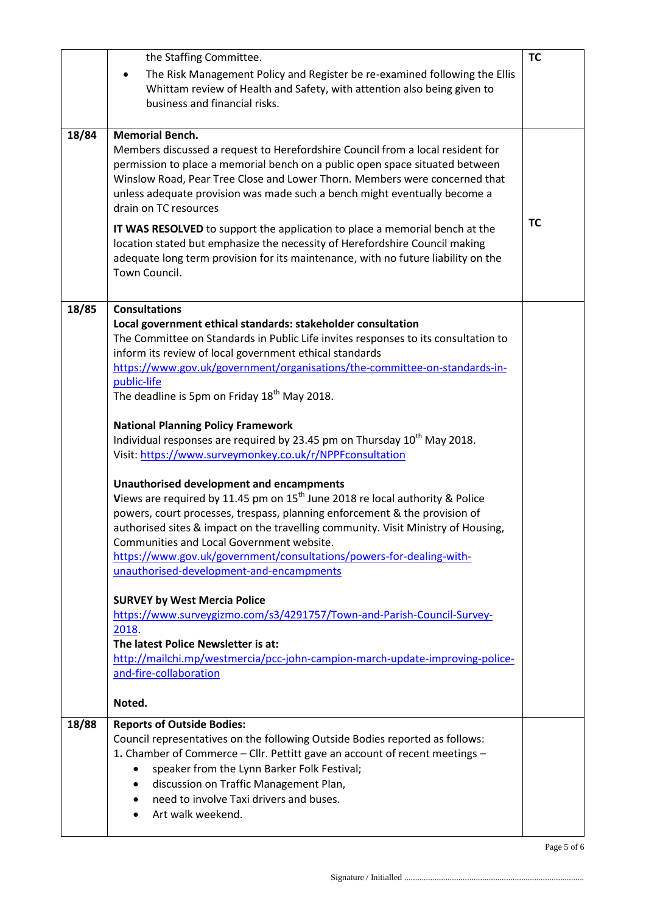| | | |
|---|---|---|
| | the Staffing Committee.<br>• The Risk Management Policy and Register be re-examined following the Ellis Whittam review of Health and Safety, with attention also being given to business and financial risks. | **TC** |
| **18/84** | **Memorial Bench.**<br>Members discussed a request to Herefordshire Council from a local resident for permission to place a memorial bench on a public open space situated between Winslow Road, Pear Tree Close and Lower Thorn. Members were concerned that unless adequate provision was made such a bench might eventually become a drain on TC resources<br><br>**IT WAS RESOLVED** to support the application to place a memorial bench at the location stated but emphasize the necessity of Herefordshire Council making adequate long term provision for its maintenance, with no future liability on the Town Council. | **TC** |
| **18/85** | **Consultations**<br>**Local government ethical standards: stakeholder consultation**<br>The Committee on Standards in Public Life invites responses to its consultation to inform its review of local government ethical standards<br>https://www.gov.uk/government/organisations/the-committee-on-standards-in-public-life<br>The deadline is 5pm on Friday 18th May 2018.<br><br>**National Planning Policy Framework**<br>Individual responses are required by 23.45 pm on Thursday 10th May 2018.<br>Visit: https://www.surveymonkey.co.uk/r/NPPFconsultation<br><br>**Unauthorised development and encampments**<br>**V**iews are required by 11.45 pm on 15th June 2018 re local authority & Police powers, court processes, trespass, planning enforcement & the provision of authorised sites & impact on the travelling community. Visit Ministry of Housing, Communities and Local Government website.<br>https://www.gov.uk/government/consultations/powers-for-dealing-with-unauthorised-development-and-encampments<br><br>**SURVEY by West Mercia Police**<br>https://www.surveygizmo.com/s3/4291757/Town-and-Parish-Council-Survey-2018.<br>**The latest Police Newsletter is at:**<br>http://mailchi.mp/westmercia/pcc-john-campion-march-update-improving-police-and-fire-collaboration<br><br>**Noted.** | |
| **18/88** | **Reports of Outside Bodies:**<br>Council representatives on the following Outside Bodies reported as follows:<br>1. Chamber of Commerce – Cllr. Pettitt gave an account of recent meetings –<br>• speaker from the Lynn Barker Folk Festival;<br>• discussion on Traffic Management Plan,<br>• need to involve Taxi drivers and buses.<br>• Art walk weekend. | |

Signature / Initialled ..................................................................................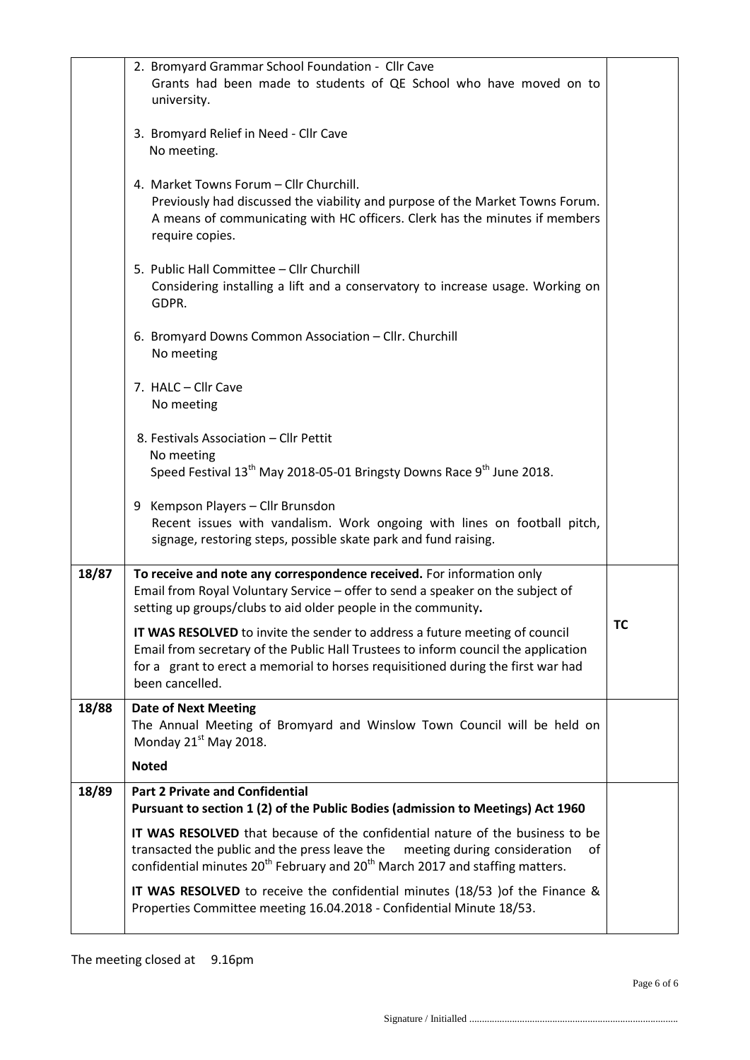| | | |
|---|---|---|
| | 2. Bromyard Grammar School Foundation - Cllr Cave<br>Grants had been made to students of QE School who have moved on to university.<br><br>3. Bromyard Relief in Need - Cllr Cave<br>No meeting.<br><br>4. Market Towns Forum – Cllr Churchill.<br>Previously had discussed the viability and purpose of the Market Towns Forum. A means of communicating with HC officers. Clerk has the minutes if members require copies.<br><br>5. Public Hall Committee – Cllr Churchill<br>Considering installing a lift and a conservatory to increase usage. Working on GDPR.<br><br>6. Bromyard Downs Common Association – Cllr. Churchill<br>No meeting<br><br>7. HALC – Cllr Cave<br>No meeting<br><br>8. Festivals Association – Cllr Pettit<br>No meeting<br>Speed Festival 13th May 2018-05-01 Bringsty Downs Race 9th June 2018.<br><br>9 Kempson Players – Cllr Brunsdon<br>Recent issues with vandalism. Work ongoing with lines on football pitch, signage, restoring steps, possible skate park and fund raising. | |
| 18/87 | **To receive and note any correspondence received.** For information only<br>Email from Royal Voluntary Service – offer to send a speaker on the subject of setting up groups/clubs to aid older people in the community.<br><br>**IT WAS RESOLVED** to invite the sender to address a future meeting of council<br>Email from secretary of the Public Hall Trustees to inform council the application for a grant to erect a memorial to horses requisitioned during the first war had been cancelled. | **TC** |
| 18/88 | **Date of Next Meeting**<br>The Annual Meeting of Bromyard and Winslow Town Council will be held on Monday 21st May 2018.<br><br>**Noted** | |
| 18/89 | **Part 2 Private and Confidential**<br>**Pursuant to section 1 (2) of the Public Bodies (admission to Meetings) Act 1960**<br><br>**IT WAS RESOLVED** that because of the confidential nature of the business to be transacted the public and the press leave the meeting during consideration of confidential minutes 20th February and 20th March 2017 and staffing matters.<br><br>**IT WAS RESOLVED** to receive the confidential minutes (18/53 )of the Finance & Properties Committee meeting 16.04.2018 - Confidential Minute 18/53. | |

The meeting closed at 9.16pm

Signature / Initialled ..................................................................................